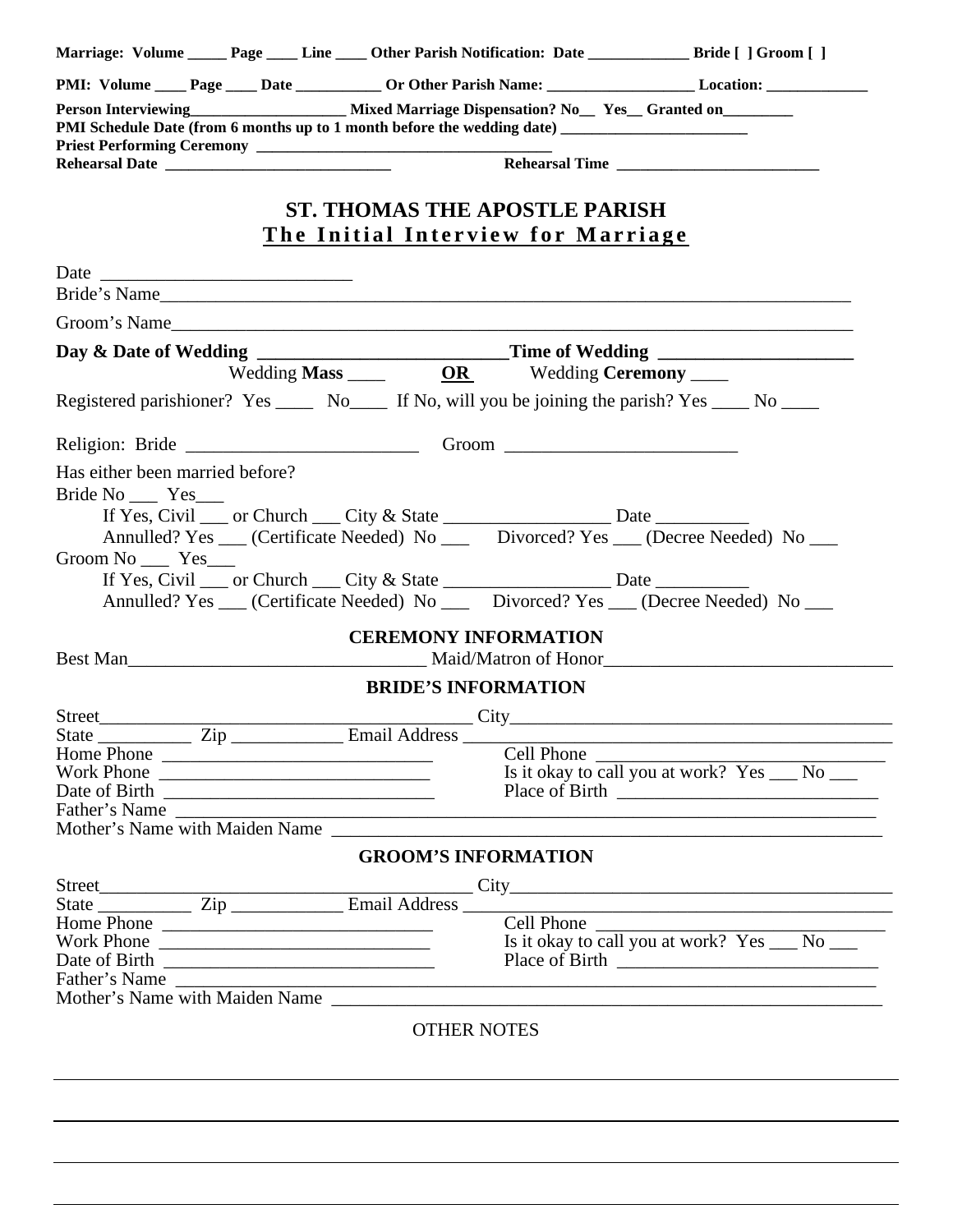**Marriage: Volume _____ Page ____ Line ____ Other Parish Notification: Date _____________ Bride [ ] Groom [ ]**

**PMI: Volume ____ Page ____ Date ___________ Or Other Parish Name: ___________________ Location: _____________**

**Person Interviewing____________________ Mixed Marriage Dispensation? No__ Yes__ Granted on_________**
**PMI Schedule Date (from 6 months up to 1 month before the wedding date) ________________________**
**Priest Performing Ceremony ______________________________________**
**Rehearsal Date ______________________________ Rehearsal Time __________________________**

# ST. THOMAS THE APOSTLE PARISH

## The Initial Interview for Marriage

Date ___________________________
Bride's Name_______________________________________________________________________________

Groom's Name______________________________________________________________________________

**Day & Date of Wedding _________________________Time of Wedding ____________________**
Wedding **Mass** ____ **OR** Wedding **Ceremony** ____

Registered parishioner? Yes ____ No____ If No, will you be joining the parish? Yes ____ No ____

Religion: Bride ________________________ Groom ________________________

Has either been married before?
Bride No ___ Yes___
If Yes, Civil ___ or Church ___ City & State _________________ Date __________
Annulled? Yes ___ (Certificate Needed) No ___ Divorced? Yes ___ (Decree Needed) No ___
Groom No ___ Yes___
If Yes, Civil ___ or Church ___ City & State _________________ Date __________
Annulled? Yes ___ (Certificate Needed) No ___ Divorced? Yes ___ (Decree Needed) No ___

**CEREMONY INFORMATION**

Best Man________________________________ Maid/Matron of Honor_______________________________

**BRIDE'S INFORMATION**

Street_______________________________________ City___________________________________________
State __________ Zip ____________ Email Address _____________________________________________
Home Phone _____________________________ Cell Phone ________________________________
Work Phone _____________________________ Is it okay to call you at work? Yes ___ No ___
Date of Birth _____________________________ Place of Birth ____________________________
Father's Name _____________________________________________________________________________
Mother's Name with Maiden Name ____________________________________________________________

**GROOM'S INFORMATION**

Street_______________________________________ City___________________________________________
State __________ Zip ____________ Email Address _____________________________________________
Home Phone _____________________________ Cell Phone ________________________________
Work Phone _____________________________ Is it okay to call you at work? Yes ___ No ___
Date of Birth _____________________________ Place of Birth ____________________________
Father's Name _____________________________________________________________________________
Mother's Name with Maiden Name ____________________________________________________________

OTHER NOTES

_____________________________________________________________________________________________

_____________________________________________________________________________________________

_____________________________________________________________________________________________

_____________________________________________________________________________________________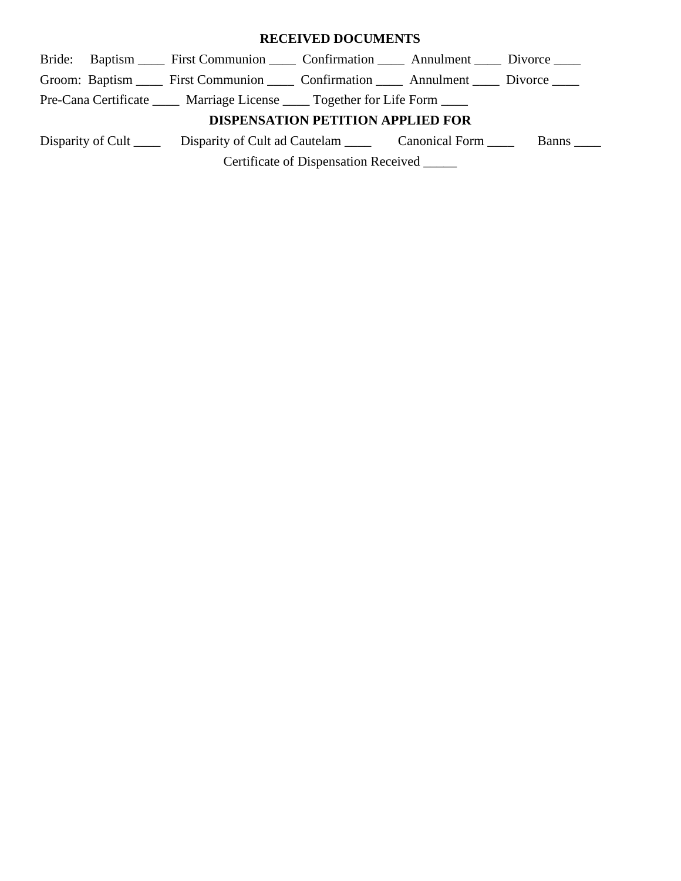## RECEIVED DOCUMENTS

Bride: Baptism ____ First Communion ____ Confirmation ____ Annulment ____ Divorce ____

Groom: Baptism ____ First Communion ____ Confirmation ____ Annulment ____ Divorce ____

Pre-Cana Certificate ____ Marriage License ____ Together for Life Form ____

## DISPENSATION PETITION APPLIED FOR

Disparity of Cult ____ Disparity of Cult ad Cautelam ____ Canonical Form ____ Banns ____

Certificate of Dispensation Received _____